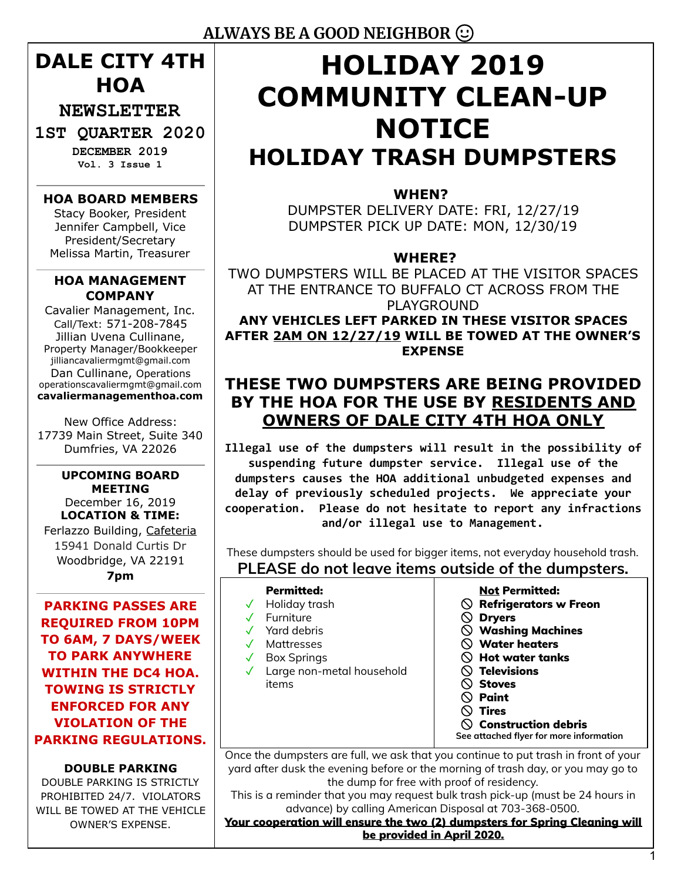ALWAYS BE A GOOD NEIGHBOR ☺

# DALE CITY 4TH HOA

## NEWSLETTER

## 1ST QUARTER 2020

**DECEMBER 2019**
**Vol. 3 Issue 1**

### HOA BOARD MEMBERS

Stacy Booker, President
Jennifer Campbell, Vice President/Secretary
Melissa Martin, Treasurer

### HOA MANAGEMENT COMPANY

Cavalier Management, Inc.
Call/Text: 571-208-7845
Jillian Uvena Cullinane, Property Manager/Bookkeeper
jilliancavaliermgmt@gmail.com
Dan Cullinane, Operations
operationscavaliermgmt@gmail.com
**cavaliermanagementhoa.com**

New Office Address:
17739 Main Street, Suite 340
Dumfries, VA 22026

### UPCOMING BOARD MEETING

December 16, 2019
**LOCATION & TIME:**
Ferlazzo Building, Cafeteria
15941 Donald Curtis Dr
Woodbridge, VA 22191
**7pm**

**PARKING PASSES ARE REQUIRED FROM 10PM TO 6AM, 7 DAYS/WEEK TO PARK ANYWHERE WITHIN THE DC4 HOA. TOWING IS STRICTLY ENFORCED FOR ANY VIOLATION OF THE PARKING REGULATIONS.**

**DOUBLE PARKING**

DOUBLE PARKING IS STRICTLY PROHIBITED 24/7. VIOLATORS WILL BE TOWED AT THE VEHICLE OWNER'S EXPENSE.

# HOLIDAY 2019 COMMUNITY CLEAN-UP NOTICE

## HOLIDAY TRASH DUMPSTERS

**WHEN?**

DUMPSTER DELIVERY DATE: FRI, 12/27/19
DUMPSTER PICK UP DATE: MON, 12/30/19

**WHERE?**

TWO DUMPSTERS WILL BE PLACED AT THE VISITOR SPACES AT THE ENTRANCE TO BUFFALO CT ACROSS FROM THE PLAYGROUND

**ANY VEHICLES LEFT PARKED IN THESE VISITOR SPACES AFTER 2AM ON 12/27/19 WILL BE TOWED AT THE OWNER'S EXPENSE**

### THESE TWO DUMPSTERS ARE BEING PROVIDED BY THE HOA FOR THE USE BY RESIDENTS AND OWNERS OF DALE CITY 4TH HOA ONLY

**Illegal use of the dumpsters will result in the possibility of suspending future dumpster service. Illegal use of the dumpsters causes the HOA additional unbudgeted expenses and delay of previously scheduled projects. We appreciate your cooperation. Please do not hesitate to report any infractions and/or illegal use to Management.**

These dumpsters should be used for bigger items, not everyday household trash.

**PLEASE do not leave items outside of the dumpsters.**

| Permitted: | Not Permitted: |
|---|---|
| ✓ Holiday trash | ⃠ Refrigerators w Freon |
| ✓ Furniture | ⃠ Dryers |
| ✓ Yard debris | ⃠ Washing Machines |
| ✓ Mattresses | ⃠ Water heaters |
| ✓ Box Springs | ⃠ Hot water tanks |
| ✓ Large non-metal household items | ⃠ Televisions |
| | ⃠ Stoves |
| | ⃠ Paint |
| | ⃠ Tires |
| | ⃠ Construction debris |
| | See attached flyer for more information |

Once the dumpsters are full, we ask that you continue to put trash in front of your yard after dusk the evening before or the morning of trash day, or you may go to the dump for free with proof of residency.

This is a reminder that you may request bulk trash pick-up (must be 24 hours in advance) by calling American Disposal at 703-368-0500.

**Your cooperation will ensure the two (2) dumpsters for Spring Cleaning will be provided in April 2020.**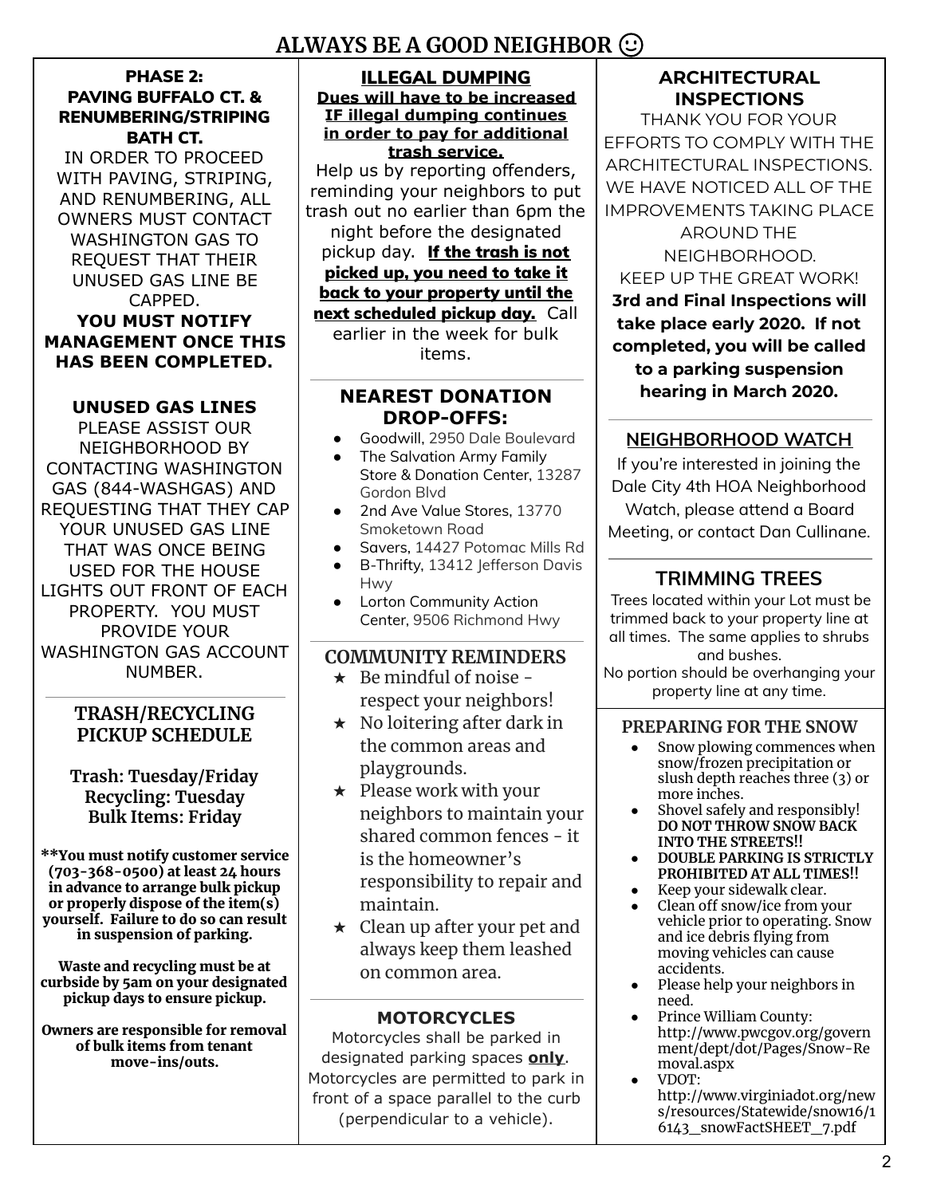# ALWAYS BE A GOOD NEIGHBOR ☺

## PHASE 2: PAVING BUFFALO CT. & RENUMBERING/STRIPING BATH CT.

IN ORDER TO PROCEED WITH PAVING, STRIPING, AND RENUMBERING, ALL OWNERS MUST CONTACT WASHINGTON GAS TO REQUEST THAT THEIR UNUSED GAS LINE BE CAPPED.

**YOU MUST NOTIFY MANAGEMENT ONCE THIS HAS BEEN COMPLETED.**

## UNUSED GAS LINES

PLEASE ASSIST OUR NEIGHBORHOOD BY CONTACTING WASHINGTON GAS (844-WASHGAS) AND REQUESTING THAT THEY CAP YOUR UNUSED GAS LINE THAT WAS ONCE BEING USED FOR THE HOUSE LIGHTS OUT FRONT OF EACH PROPERTY. YOU MUST PROVIDE YOUR WASHINGTON GAS ACCOUNT NUMBER.

## TRASH/RECYCLING PICKUP SCHEDULE

**Trash: Tuesday/Friday**
**Recycling: Tuesday**
**Bulk Items: Friday**

**\*\*You must notify customer service (703-368-0500) at least 24 hours in advance to arrange bulk pickup or properly dispose of the item(s) yourself. Failure to do so can result in suspension of parking.**

**Waste and recycling must be at curbside by 5am on your designated pickup days to ensure pickup.**

**Owners are responsible for removal of bulk items from tenant move-ins/outs.**

## ILLEGAL DUMPING

**Dues will have to be increased IF illegal dumping continues in order to pay for additional trash service.**

Help us by reporting offenders, reminding your neighbors to put trash out no earlier than 6pm the night before the designated pickup day. **If the trash is not picked up, you need to take it back to your property until the next scheduled pickup day.** Call earlier in the week for bulk items.

## NEAREST DONATION DROP-OFFS:

- Goodwill, 2950 Dale Boulevard
- The Salvation Army Family Store & Donation Center, 13287 Gordon Blvd
- 2nd Ave Value Stores, 13770 Smoketown Road
- Savers, 14427 Potomac Mills Rd
- B-Thrifty, 13412 Jefferson Davis Hwy
- Lorton Community Action Center, 9506 Richmond Hwy

## COMMUNITY REMINDERS

- Be mindful of noise - respect your neighbors!
- No loitering after dark in the common areas and playgrounds.
- Please work with your neighbors to maintain your shared common fences - it is the homeowner's responsibility to repair and maintain.
- Clean up after your pet and always keep them leashed on common area.

## MOTORCYCLES

Motorcycles shall be parked in designated parking spaces **only**. Motorcycles are permitted to park in front of a space parallel to the curb (perpendicular to a vehicle).

## ARCHITECTURAL INSPECTIONS

THANK YOU FOR YOUR EFFORTS TO COMPLY WITH THE ARCHITECTURAL INSPECTIONS. WE HAVE NOTICED ALL OF THE IMPROVEMENTS TAKING PLACE AROUND THE NEIGHBORHOOD.
KEEP UP THE GREAT WORK!

**3rd and Final Inspections will take place early 2020. If not completed, you will be called to a parking suspension hearing in March 2020.**

## NEIGHBORHOOD WATCH

If you're interested in joining the Dale City 4th HOA Neighborhood Watch, please attend a Board Meeting, or contact Dan Cullinane.

## TRIMMING TREES

Trees located within your Lot must be trimmed back to your property line at all times. The same applies to shrubs and bushes.
No portion should be overhanging your property line at any time.

## PREPARING FOR THE SNOW

- Snow plowing commences when snow/frozen precipitation or slush depth reaches three (3) or more inches.
- Shovel safely and responsibly! **DO NOT THROW SNOW BACK INTO THE STREETS!!**
- **DOUBLE PARKING IS STRICTLY PROHIBITED AT ALL TIMES!!**
- Keep your sidewalk clear.
- Clean off snow/ice from your vehicle prior to operating. Snow and ice debris flying from moving vehicles can cause accidents.
- Please help your neighbors in need.
- Prince William County: http://www.pwcgov.org/government/dept/dot/Pages/Snow-Removal.aspx
- VDOT: http://www.virginiadot.org/news/resources/Statewide/snow16/16143_snowFactSHEET_7.pdf